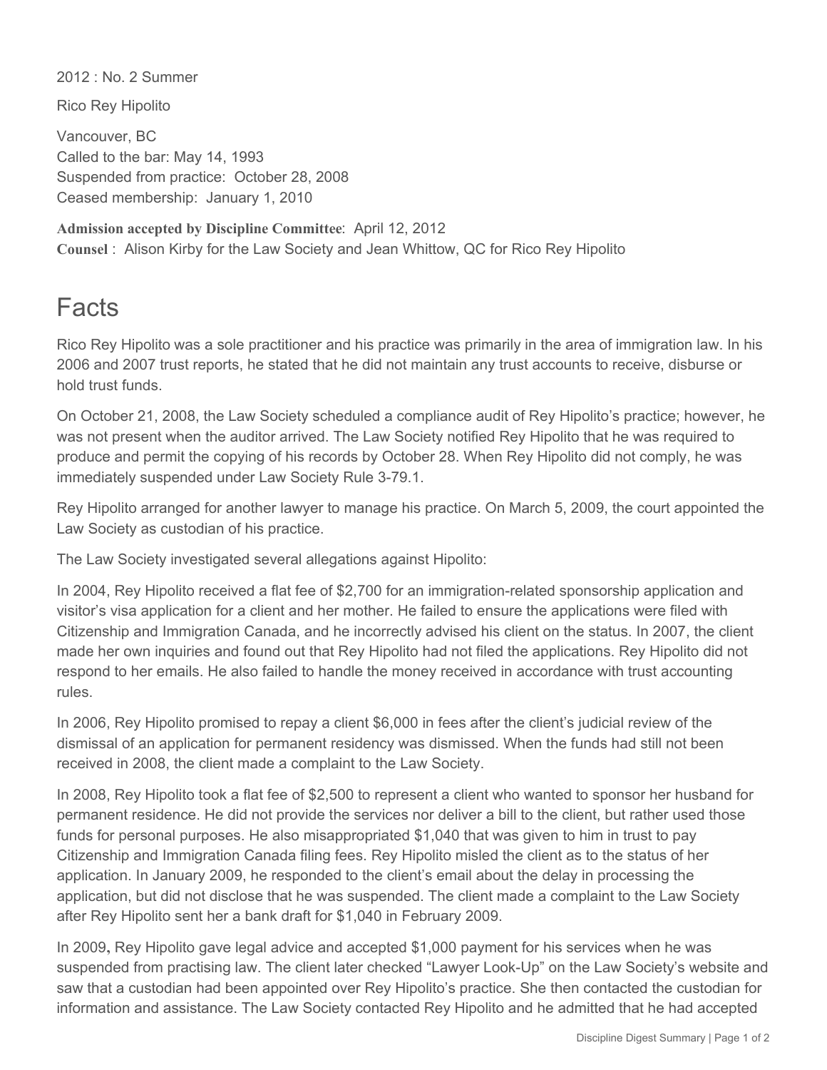2012 : No. 2 Summer

Rico Rey Hipolito

Vancouver, BC
Called to the bar: May 14, 1993
Suspended from practice: October 28, 2008
Ceased membership: January 1, 2010

**Admission accepted by Discipline Committee**: April 12, 2012
**Counsel** : Alison Kirby for the Law Society and Jean Whittow, QC for Rico Rey Hipolito

# Facts

Rico Rey Hipolito was a sole practitioner and his practice was primarily in the area of immigration law. In his 2006 and 2007 trust reports, he stated that he did not maintain any trust accounts to receive, disburse or hold trust funds.

On October 21, 2008, the Law Society scheduled a compliance audit of Rey Hipolito's practice; however, he was not present when the auditor arrived. The Law Society notified Rey Hipolito that he was required to produce and permit the copying of his records by October 28. When Rey Hipolito did not comply, he was immediately suspended under Law Society Rule 3-79.1.

Rey Hipolito arranged for another lawyer to manage his practice. On March 5, 2009, the court appointed the Law Society as custodian of his practice.

The Law Society investigated several allegations against Hipolito:

In 2004, Rey Hipolito received a flat fee of $2,700 for an immigration-related sponsorship application and visitor's visa application for a client and her mother. He failed to ensure the applications were filed with Citizenship and Immigration Canada, and he incorrectly advised his client on the status. In 2007, the client made her own inquiries and found out that Rey Hipolito had not filed the applications. Rey Hipolito did not respond to her emails. He also failed to handle the money received in accordance with trust accounting rules.

In 2006, Rey Hipolito promised to repay a client $6,000 in fees after the client's judicial review of the dismissal of an application for permanent residency was dismissed. When the funds had still not been received in 2008, the client made a complaint to the Law Society.

In 2008, Rey Hipolito took a flat fee of $2,500 to represent a client who wanted to sponsor her husband for permanent residence. He did not provide the services nor deliver a bill to the client, but rather used those funds for personal purposes. He also misappropriated $1,040 that was given to him in trust to pay Citizenship and Immigration Canada filing fees. Rey Hipolito misled the client as to the status of her application. In January 2009, he responded to the client's email about the delay in processing the application, but did not disclose that he was suspended. The client made a complaint to the Law Society after Rey Hipolito sent her a bank draft for $1,040 in February 2009.

In 2009**,** Rey Hipolito gave legal advice and accepted $1,000 payment for his services when he was suspended from practising law. The client later checked "Lawyer Look-Up" on the Law Society's website and saw that a custodian had been appointed over Rey Hipolito's practice. She then contacted the custodian for information and assistance. The Law Society contacted Rey Hipolito and he admitted that he had accepted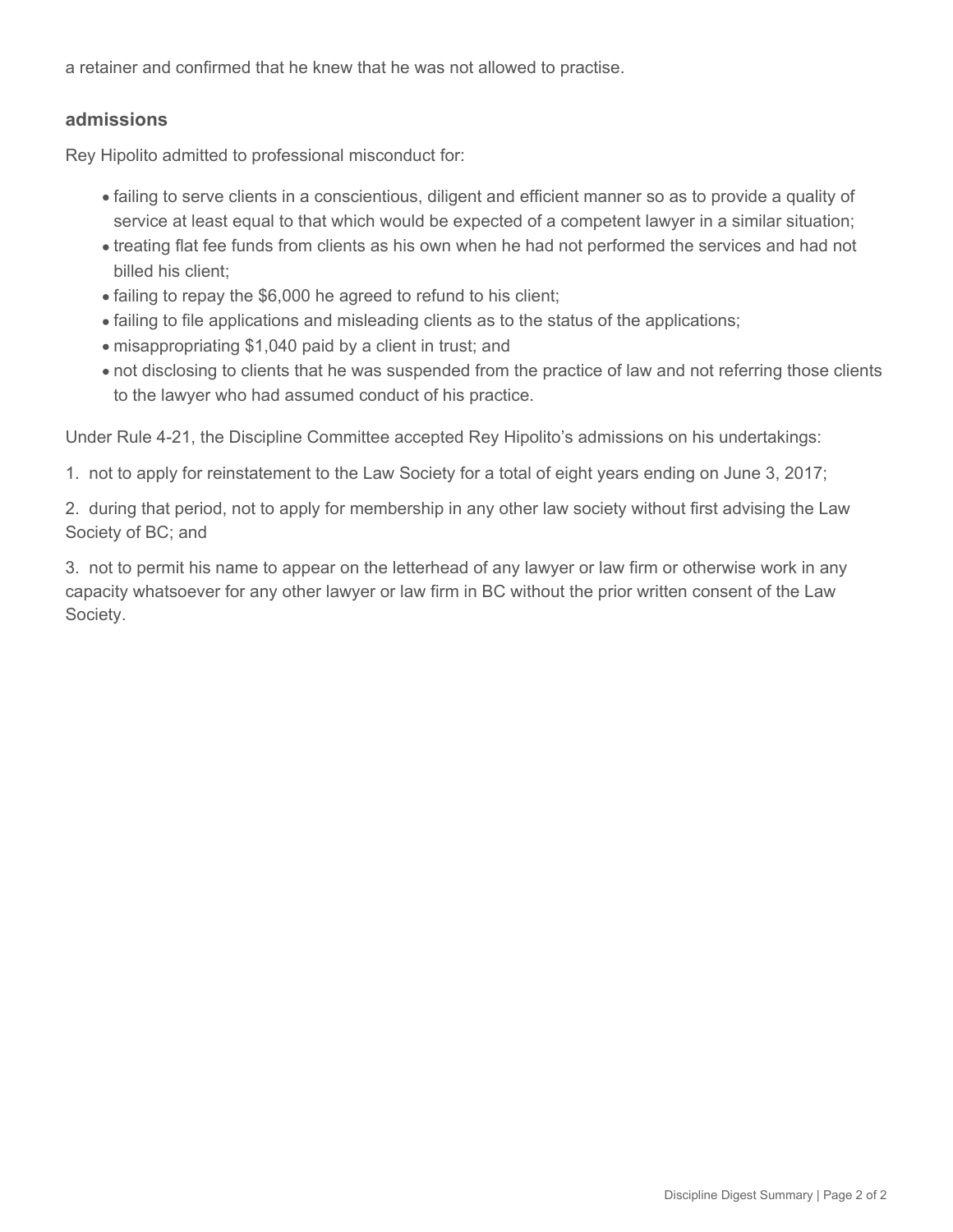a retainer and confirmed that he knew that he was not allowed to practise.

## admissions

Rey Hipolito admitted to professional misconduct for:

- failing to serve clients in a conscientious, diligent and efficient manner so as to provide a quality of service at least equal to that which would be expected of a competent lawyer in a similar situation;
- treating flat fee funds from clients as his own when he had not performed the services and had not billed his client;
- failing to repay the $6,000 he agreed to refund to his client;
- failing to file applications and misleading clients as to the status of the applications;
- misappropriating $1,040 paid by a client in trust; and
- not disclosing to clients that he was suspended from the practice of law and not referring those clients to the lawyer who had assumed conduct of his practice.

Under Rule 4-21, the Discipline Committee accepted Rey Hipolito's admissions on his undertakings:

1. not to apply for reinstatement to the Law Society for a total of eight years ending on June 3, 2017;

2. during that period, not to apply for membership in any other law society without first advising the Law Society of BC; and

3. not to permit his name to appear on the letterhead of any lawyer or law firm or otherwise work in any capacity whatsoever for any other lawyer or law firm in BC without the prior written consent of the Law Society.